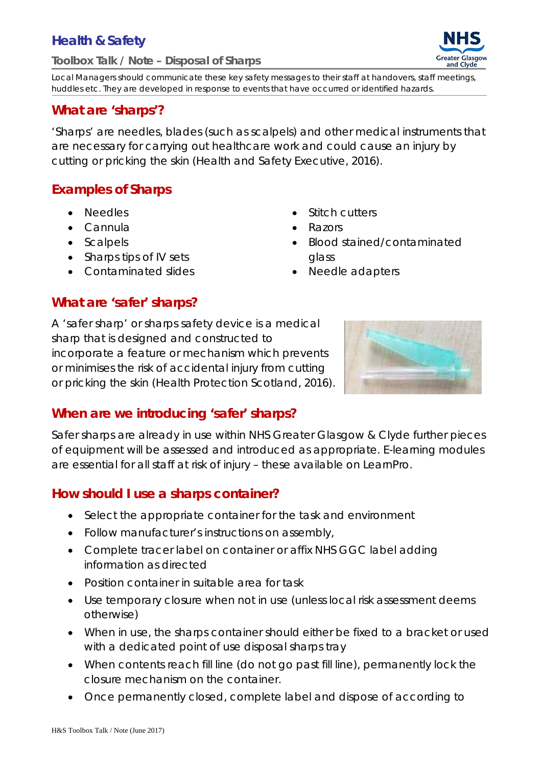# Health & Safety

## Toolbox Talk / Note – Disposal of Sharps

Local Managers should communicate these key safety messages to their staff at handovers, staff meetings, huddles etc. They are developed in response to events that have occurred or identified hazards.

## What are 'sharps'?

'Sharps' are needles, blades (such as scalpels) and other medical instruments that are necessary for carrying out healthcare work and could cause an injury by cutting or pricking the skin (Health and Safety Executive, 2016).

## Examples of Sharps

- Needles
- Cannula
- Scalpels
- Sharps tips of IV sets
- Contaminated slides
- Stitch cutters
- Razors
- Blood stained/contaminated glass
- Needle adapters

## What are 'safer' sharps?

A 'safer sharp' or sharps safety device is a medical sharp that is designed and constructed to incorporate a feature or mechanism which prevents or minimises the risk of accidental injury from cutting or pricking the skin (Health Protection Scotland, 2016).

## When are we introducing 'safer' sharps?

Safer sharps are already in use within NHS Greater Glasgow & Clyde further pieces of equipment will be assessed and introduced as appropriate. E-learning modules are essential for all staff at risk of injury – these available on LearnPro.

## How should I use a sharps container?

- Select the appropriate container for the task and environment
- Follow manufacturer's instructions on assembly,
- Complete tracer label on container or affix NHS GGC label adding information as directed
- Position container in suitable area for task
- Use temporary closure when not in use (unless local risk assessment deems otherwise)
- When in use, the sharps container should either be fixed to a bracket or used with a dedicated point of use disposal sharps tray
- When contents reach fill line (do not go past fill line), permanently lock the closure mechanism on the container.
- Once permanently closed, complete label and dispose of according to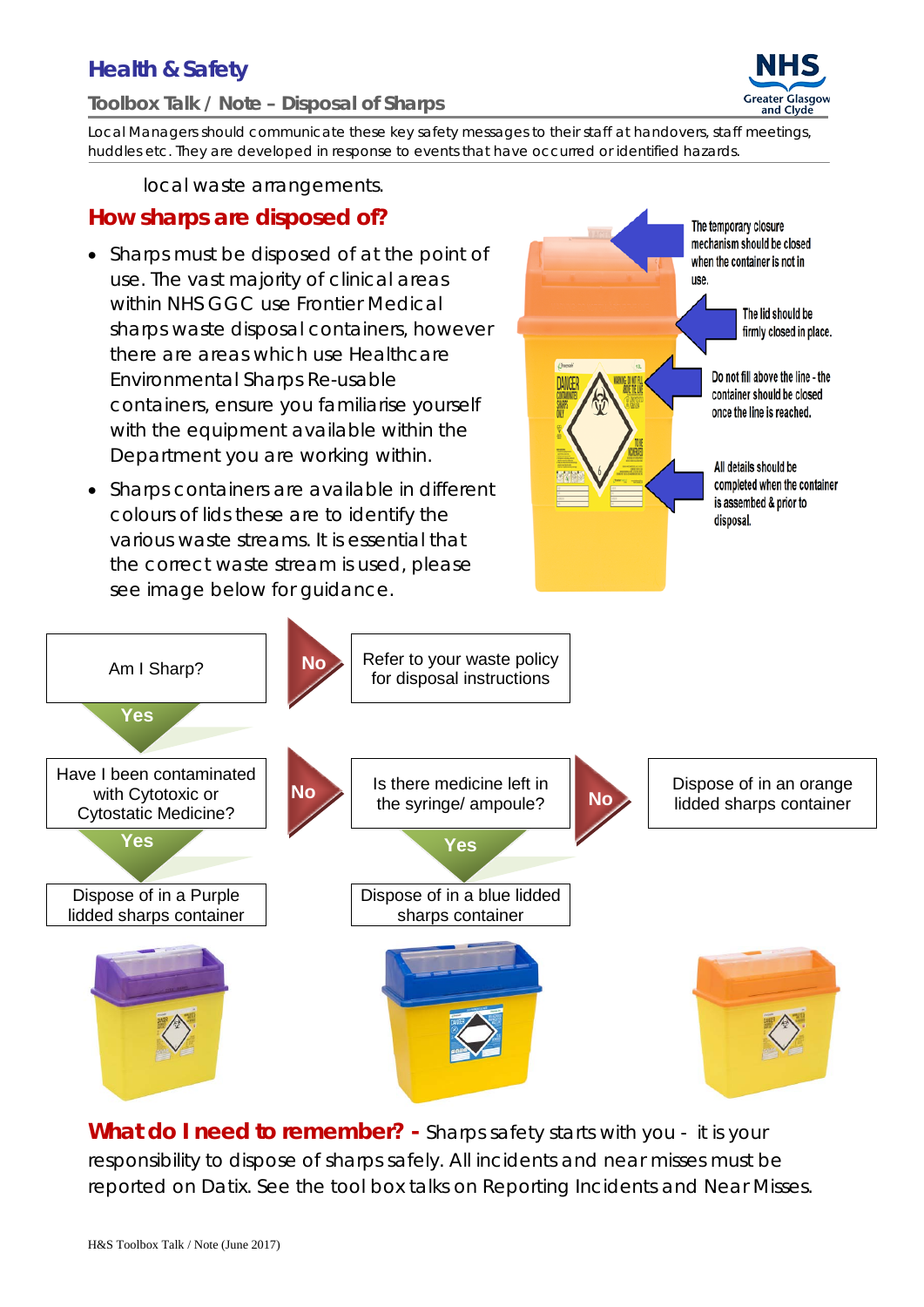Local Managers should communicate these key safety messages to their staff at handovers, staff meetings, huddles etc. They are developed in response to events that have occurred or identified hazards.

local waste arrangements.

## How sharps are disposed of?

- Sharps must be disposed of at the point of use. The vast majority of clinical areas within NHS GGC use Frontier Medical sharps waste disposal containers, however there are areas which use Healthcare Environmental Sharps Re-usable containers, ensure you familiarise yourself with the equipment available within the Department you are working within.
- Sharps containers are available in different colours of lids these are to identify the various waste streams. It is essential that the correct waste stream is used, please see image below for guidance.

The temporary closure mechanism should be closed when the container is not in use.

The lid should be firmly closed in place.

Do not fill above the line - the container should be closed once the line is reached.

All details should be completed when the container is assembled & prior to disposal.

Am I Sharp?

No → Refer to your waste policy for disposal instructions

Yes → Have I been contaminated with Cytotoxic or Cytostatic Medicine?

Yes → Dispose of in a Purple lidded sharps container

No → Is there medicine left in the syringe/ ampoule?

Yes → Dispose of in a blue lidded sharps container

No → Dispose of in an orange lidded sharps container

**What do I need to remember? -** Sharps safety starts with you - it is your responsibility to dispose of sharps safely. All incidents and near misses must be reported on Datix. See the tool box talks on Reporting Incidents and Near Misses.